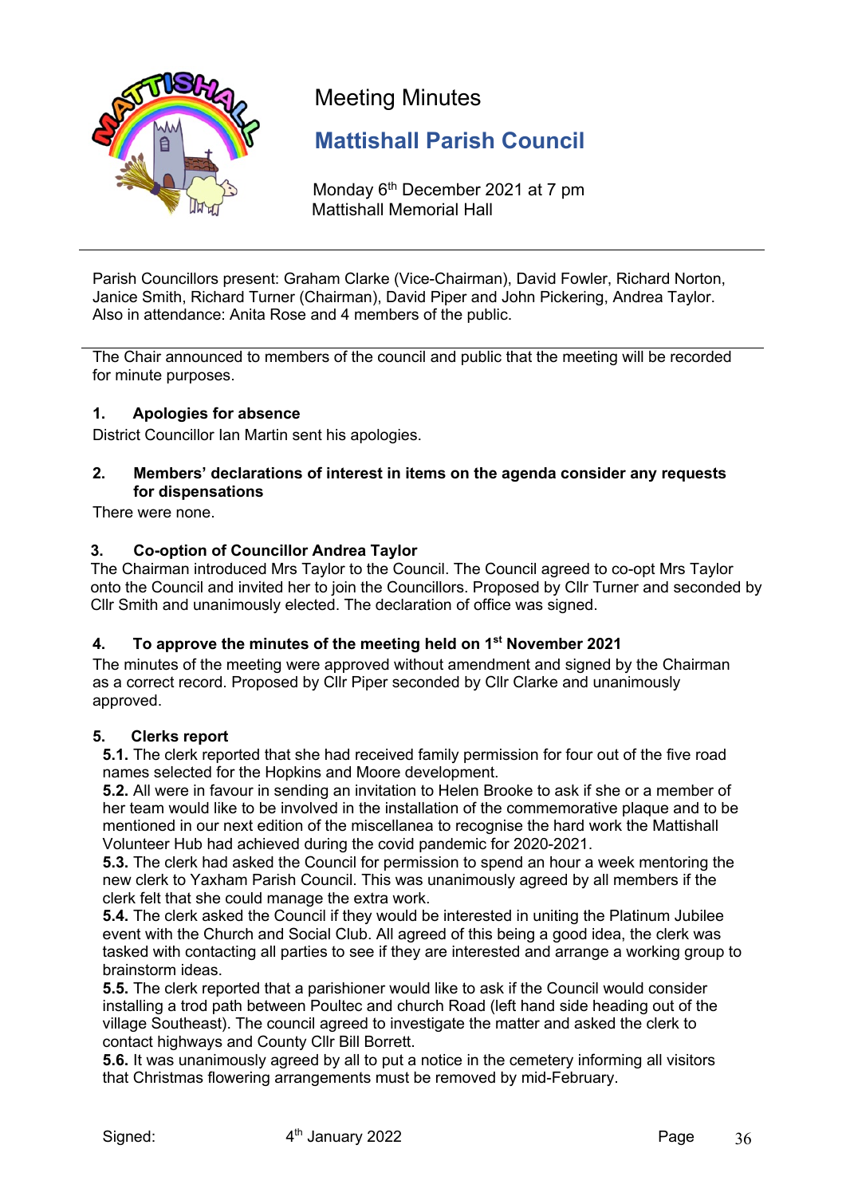# Meeting Minutes

## Mattishall Parish Council

Monday 6th December 2021 at 7 pm
Mattishall Memorial Hall

---

Parish Councillors present: Graham Clarke (Vice-Chairman), David Fowler, Richard Norton, Janice Smith, Richard Turner (Chairman), David Piper and John Pickering, Andrea Taylor.
Also in attendance: Anita Rose and 4 members of the public.

---

The Chair announced to members of the council and public that the meeting will be recorded for minute purposes.

### 1. Apologies for absence

District Councillor Ian Martin sent his apologies.

### 2. Members' declarations of interest in items on the agenda consider any requests for dispensations

There were none.

### 3. Co-option of Councillor Andrea Taylor

The Chairman introduced Mrs Taylor to the Council. The Council agreed to co-opt Mrs Taylor onto the Council and invited her to join the Councillors. Proposed by Cllr Turner and seconded by Cllr Smith and unanimously elected. The declaration of office was signed.

### 4. To approve the minutes of the meeting held on 1st November 2021

The minutes of the meeting were approved without amendment and signed by the Chairman as a correct record. Proposed by Cllr Piper seconded by Cllr Clarke and unanimously approved.

### 5. Clerks report

**5.1.** The clerk reported that she had received family permission for four out of the five road names selected for the Hopkins and Moore development.

**5.2.** All were in favour in sending an invitation to Helen Brooke to ask if she or a member of her team would like to be involved in the installation of the commemorative plaque and to be mentioned in our next edition of the miscellanea to recognise the hard work the Mattishall Volunteer Hub had achieved during the covid pandemic for 2020-2021.

**5.3.** The clerk had asked the Council for permission to spend an hour a week mentoring the new clerk to Yaxham Parish Council. This was unanimously agreed by all members if the clerk felt that she could manage the extra work.

**5.4.** The clerk asked the Council if they would be interested in uniting the Platinum Jubilee event with the Church and Social Club. All agreed of this being a good idea, the clerk was tasked with contacting all parties to see if they are interested and arrange a working group to brainstorm ideas.

**5.5.** The clerk reported that a parishioner would like to ask if the Council would consider installing a trod path between Poultec and church Road (left hand side heading out of the village Southeast). The council agreed to investigate the matter and asked the clerk to contact highways and County Cllr Bill Borrett.

**5.6.** It was unanimously agreed by all to put a notice in the cemetery informing all visitors that Christmas flowering arrangements must be removed by mid-February.

Signed: 4th January 2022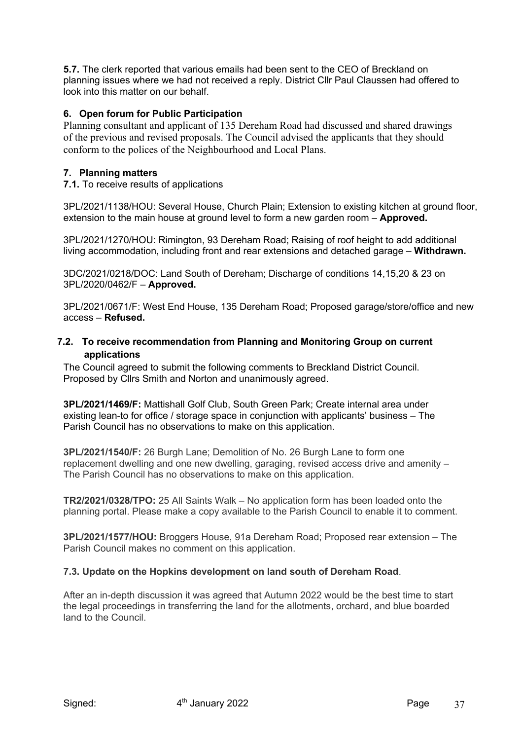**5.7.** The clerk reported that various emails had been sent to the CEO of Breckland on planning issues where we had not received a reply. District Cllr Paul Claussen had offered to look into this matter on our behalf.

## 6. Open forum for Public Participation

Planning consultant and applicant of 135 Dereham Road had discussed and shared drawings of the previous and revised proposals. The Council advised the applicants that they should conform to the polices of the Neighbourhood and Local Plans.

## 7. Planning matters

**7.1.** To receive results of applications

3PL/2021/1138/HOU: Several House, Church Plain; Extension to existing kitchen at ground floor, extension to the main house at ground level to form a new garden room – **Approved.**

3PL/2021/1270/HOU: Rimington, 93 Dereham Road; Raising of roof height to add additional living accommodation, including front and rear extensions and detached garage – **Withdrawn.**

3DC/2021/0218/DOC: Land South of Dereham; Discharge of conditions 14,15,20 & 23 on 3PL/2020/0462/F – **Approved.**

3PL/2021/0671/F: West End House, 135 Dereham Road; Proposed garage/store/office and new access – **Refused.**

### 7.2. To receive recommendation from Planning and Monitoring Group on current applications

The Council agreed to submit the following comments to Breckland District Council. Proposed by Cllrs Smith and Norton and unanimously agreed.

**3PL/2021/1469/F:** Mattishall Golf Club, South Green Park; Create internal area under existing lean-to for office / storage space in conjunction with applicants' business – The Parish Council has no observations to make on this application.

**3PL/2021/1540/F:** 26 Burgh Lane; Demolition of No. 26 Burgh Lane to form one replacement dwelling and one new dwelling, garaging, revised access drive and amenity – The Parish Council has no observations to make on this application.

**TR2/2021/0328/TPO:** 25 All Saints Walk – No application form has been loaded onto the planning portal. Please make a copy available to the Parish Council to enable it to comment.

**3PL/2021/1577/HOU:** Broggers House, 91a Dereham Road; Proposed rear extension – The Parish Council makes no comment on this application.

### 7.3. Update on the Hopkins development on land south of Dereham Road.

After an in-depth discussion it was agreed that Autumn 2022 would be the best time to start the legal proceedings in transferring the land for the allotments, orchard, and blue boarded land to the Council.

Signed: 4th January 2022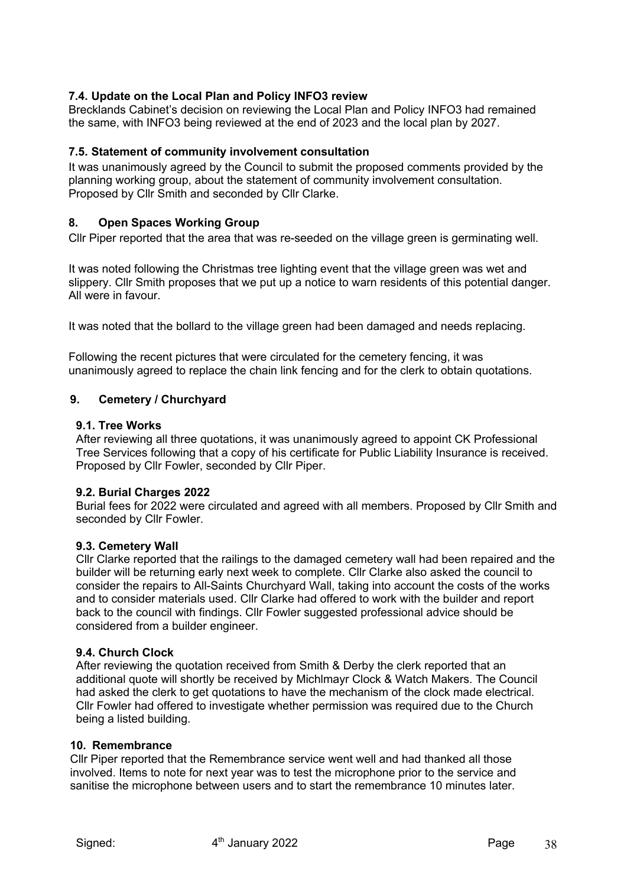### 7.4. Update on the Local Plan and Policy INFO3 review

Brecklands Cabinet's decision on reviewing the Local Plan and Policy INFO3 had remained the same, with INFO3 being reviewed at the end of 2023 and the local plan by 2027.

### 7.5. Statement of community involvement consultation

It was unanimously agreed by the Council to submit the proposed comments provided by the planning working group, about the statement of community involvement consultation. Proposed by Cllr Smith and seconded by Cllr Clarke.

## 8. Open Spaces Working Group

Cllr Piper reported that the area that was re-seeded on the village green is germinating well.

It was noted following the Christmas tree lighting event that the village green was wet and slippery. Cllr Smith proposes that we put up a notice to warn residents of this potential danger. All were in favour.

It was noted that the bollard to the village green had been damaged and needs replacing.

Following the recent pictures that were circulated for the cemetery fencing, it was unanimously agreed to replace the chain link fencing and for the clerk to obtain quotations.

## 9. Cemetery / Churchyard

### 9.1. Tree Works

After reviewing all three quotations, it was unanimously agreed to appoint CK Professional Tree Services following that a copy of his certificate for Public Liability Insurance is received. Proposed by Cllr Fowler, seconded by Cllr Piper.

### 9.2. Burial Charges 2022

Burial fees for 2022 were circulated and agreed with all members. Proposed by Cllr Smith and seconded by Cllr Fowler.

### 9.3. Cemetery Wall

Cllr Clarke reported that the railings to the damaged cemetery wall had been repaired and the builder will be returning early next week to complete. Cllr Clarke also asked the council to consider the repairs to All-Saints Churchyard Wall, taking into account the costs of the works and to consider materials used. Cllr Clarke had offered to work with the builder and report back to the council with findings. Cllr Fowler suggested professional advice should be considered from a builder engineer.

### 9.4. Church Clock

After reviewing the quotation received from Smith & Derby the clerk reported that an additional quote will shortly be received by Michlmayr Clock & Watch Makers. The Council had asked the clerk to get quotations to have the mechanism of the clock made electrical. Cllr Fowler had offered to investigate whether permission was required due to the Church being a listed building.

## 10. Remembrance

Cllr Piper reported that the Remembrance service went well and had thanked all those involved. Items to note for next year was to test the microphone prior to the service and sanitise the microphone between users and to start the remembrance 10 minutes later.

Signed: 4th January 2022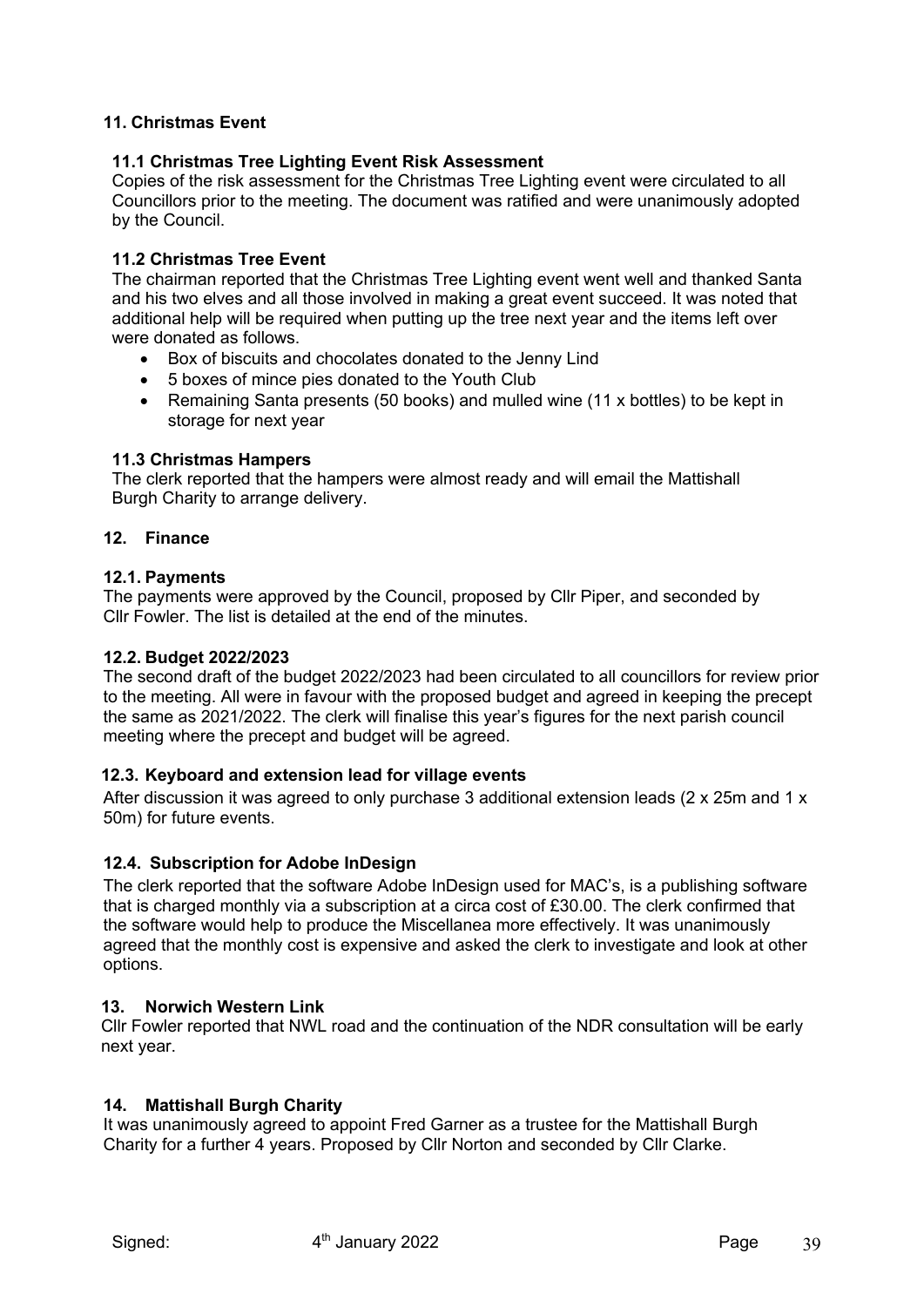## 11. Christmas Event

### 11.1 Christmas Tree Lighting Event Risk Assessment

Copies of the risk assessment for the Christmas Tree Lighting event were circulated to all Councillors prior to the meeting. The document was ratified and were unanimously adopted by the Council.

### 11.2 Christmas Tree Event

The chairman reported that the Christmas Tree Lighting event went well and thanked Santa and his two elves and all those involved in making a great event succeed. It was noted that additional help will be required when putting up the tree next year and the items left over were donated as follows.

- Box of biscuits and chocolates donated to the Jenny Lind
- 5 boxes of mince pies donated to the Youth Club
- Remaining Santa presents (50 books) and mulled wine (11 x bottles) to be kept in storage for next year

### 11.3 Christmas Hampers

The clerk reported that the hampers were almost ready and will email the Mattishall Burgh Charity to arrange delivery.

## 12. Finance

### 12.1. Payments

The payments were approved by the Council, proposed by Cllr Piper, and seconded by Cllr Fowler. The list is detailed at the end of the minutes.

### 12.2. Budget 2022/2023

The second draft of the budget 2022/2023 had been circulated to all councillors for review prior to the meeting. All were in favour with the proposed budget and agreed in keeping the precept the same as 2021/2022. The clerk will finalise this year's figures for the next parish council meeting where the precept and budget will be agreed.

### 12.3. Keyboard and extension lead for village events

After discussion it was agreed to only purchase 3 additional extension leads (2 x 25m and 1 x 50m) for future events.

### 12.4. Subscription for Adobe InDesign

The clerk reported that the software Adobe InDesign used for MAC's, is a publishing software that is charged monthly via a subscription at a circa cost of £30.00. The clerk confirmed that the software would help to produce the Miscellanea more effectively. It was unanimously agreed that the monthly cost is expensive and asked the clerk to investigate and look at other options.

## 13. Norwich Western Link

Cllr Fowler reported that NWL road and the continuation of the NDR consultation will be early next year.

## 14. Mattishall Burgh Charity

It was unanimously agreed to appoint Fred Garner as a trustee for the Mattishall Burgh Charity for a further 4 years. Proposed by Cllr Norton and seconded by Cllr Clarke.

Signed: 4th January 2022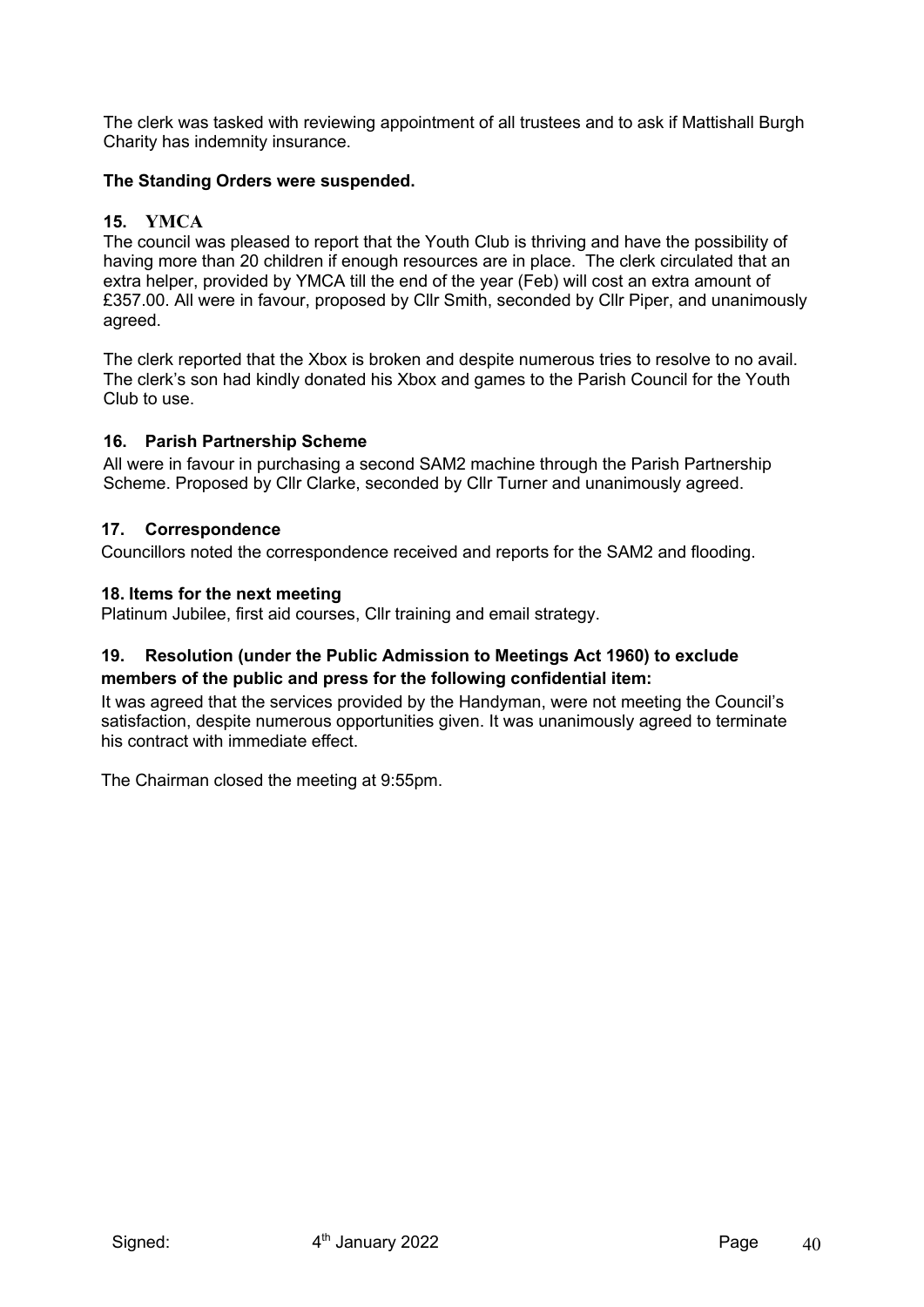The clerk was tasked with reviewing appointment of all trustees and to ask if Mattishall Burgh Charity has indemnity insurance.

**The Standing Orders were suspended.**

### 15. YMCA

The council was pleased to report that the Youth Club is thriving and have the possibility of having more than 20 children if enough resources are in place. The clerk circulated that an extra helper, provided by YMCA till the end of the year (Feb) will cost an extra amount of £357.00. All were in favour, proposed by Cllr Smith, seconded by Cllr Piper, and unanimously agreed.

The clerk reported that the Xbox is broken and despite numerous tries to resolve to no avail. The clerk's son had kindly donated his Xbox and games to the Parish Council for the Youth Club to use.

### 16. Parish Partnership Scheme

All were in favour in purchasing a second SAM2 machine through the Parish Partnership Scheme. Proposed by Cllr Clarke, seconded by Cllr Turner and unanimously agreed.

### 17. Correspondence

Councillors noted the correspondence received and reports for the SAM2 and flooding.

### 18. Items for the next meeting

Platinum Jubilee, first aid courses, Cllr training and email strategy.

### 19. Resolution (under the Public Admission to Meetings Act 1960) to exclude members of the public and press for the following confidential item:

It was agreed that the services provided by the Handyman, were not meeting the Council's satisfaction, despite numerous opportunities given. It was unanimously agreed to terminate his contract with immediate effect.

The Chairman closed the meeting at 9:55pm.

Signed: 4th January 2022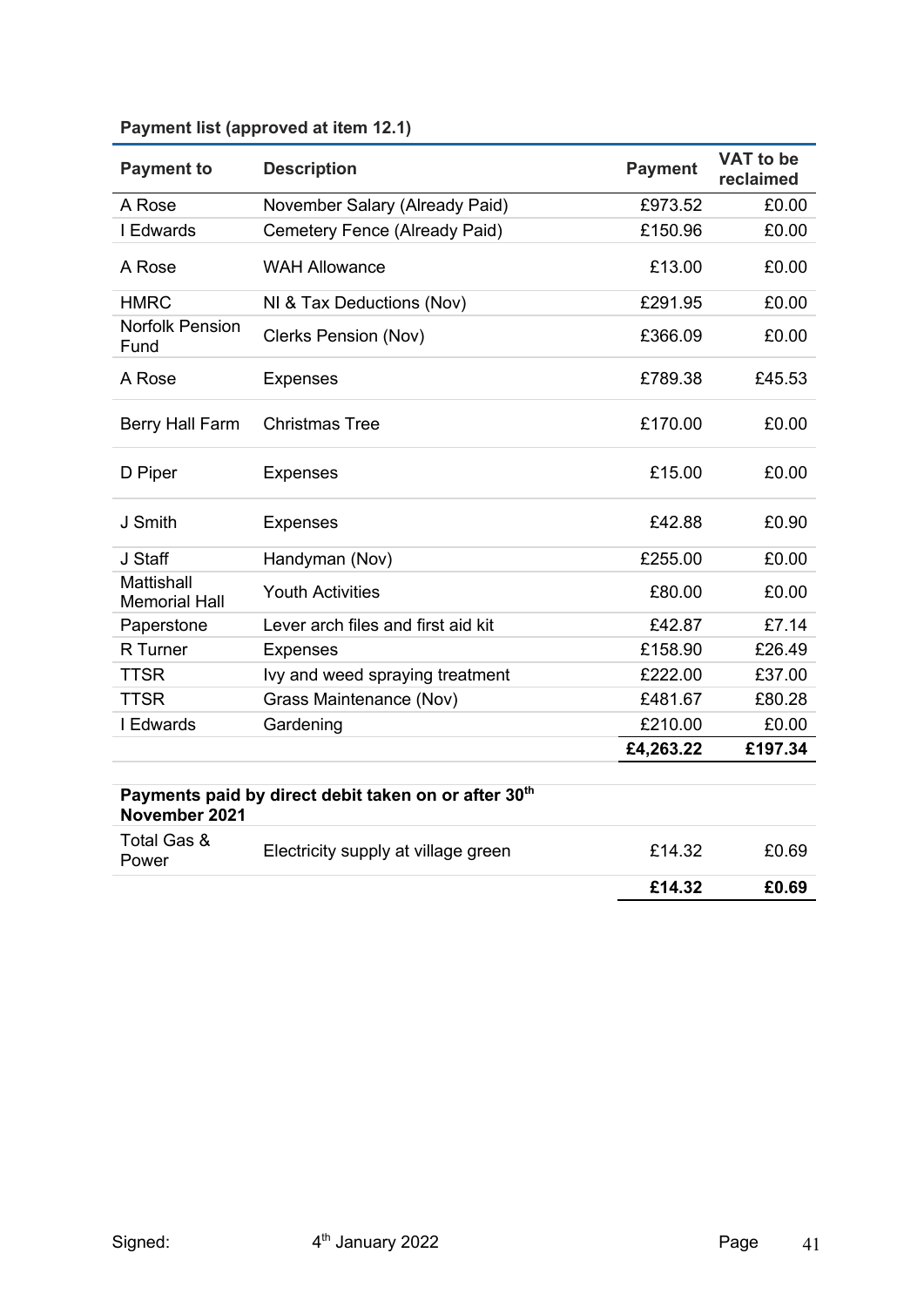**Payment list (approved at item 12.1)**

| Payment to | Description | Payment | VAT to be reclaimed |
|---|---|---|---|
| A Rose | November Salary (Already Paid) | £973.52 | £0.00 |
| I Edwards | Cemetery Fence (Already Paid) | £150.96 | £0.00 |
| A Rose | WAH Allowance | £13.00 | £0.00 |
| HMRC | NI & Tax Deductions (Nov) | £291.95 | £0.00 |
| Norfolk Pension Fund | Clerks Pension (Nov) | £366.09 | £0.00 |
| A Rose | Expenses | £789.38 | £45.53 |
| Berry Hall Farm | Christmas Tree | £170.00 | £0.00 |
| D Piper | Expenses | £15.00 | £0.00 |
| J Smith | Expenses | £42.88 | £0.90 |
| J Staff | Handyman (Nov) | £255.00 | £0.00 |
| Mattishall Memorial Hall | Youth Activities | £80.00 | £0.00 |
| Paperstone | Lever arch files and first aid kit | £42.87 | £7.14 |
| R Turner | Expenses | £158.90 | £26.49 |
| TTSR | Ivy and weed spraying treatment | £222.00 | £37.00 |
| TTSR | Grass Maintenance (Nov) | £481.67 | £80.28 |
| I Edwards | Gardening | £210.00 | £0.00 |
| | | **£4,263.22** | **£197.34** |

| Payments paid by direct debit taken on or after 30th November 2021 | | | |
|---|---|---|---|
| Total Gas & Power | Electricity supply at village green | £14.32 | £0.69 |
| | | **£14.32** | **£0.69** |

Signed: 4th January 2022